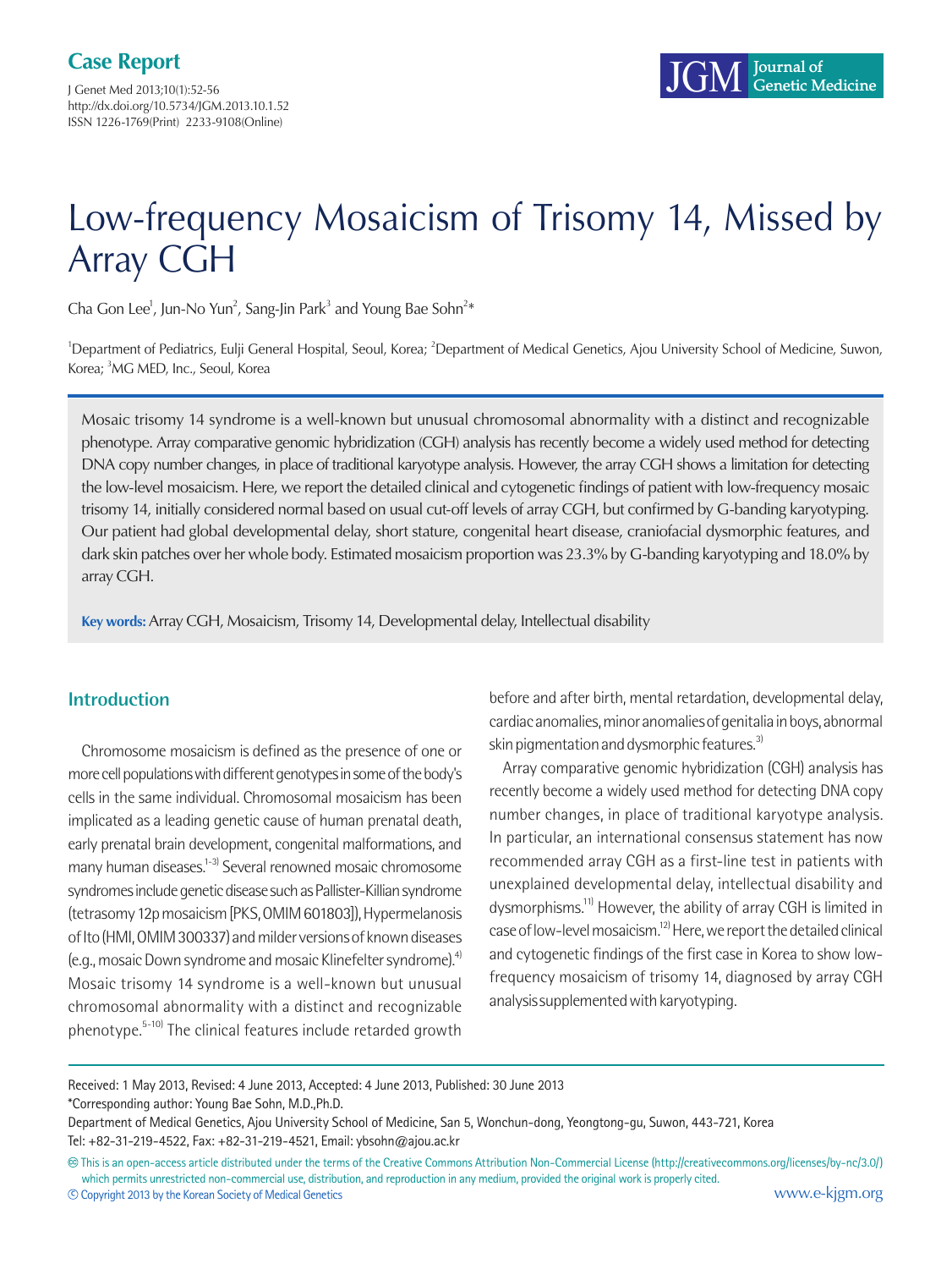Case Report

# Low-frequency Mosaicism of Trisomy 14, Missed by Array CGH

Cha Gon Lee[1], Jun-No Yun[2], Sang-Jin Park[3] and Young Bae Sohn[2]*

[1]Department of Pediatrics, Eulji General Hospital, Seoul, Korea; [2]Department of Medical Genetics, Ajou University School of Medicine, Suwon, Korea; [3]MG MED, Inc., Seoul, Korea

Mosaic trisomy 14 syndrome is a well-known but unusual chromosomal abnormality with a distinct and recognizable phenotype. Array comparative genomic hybridization (CGH) analysis has recently become a widely used method for detecting DNA copy number changes, in place of traditional karyotype analysis. However, the array CGH shows a limitation for detecting the low-level mosaicism. Here, we report the detailed clinical and cytogenetic findings of patient with low-frequency mosaic trisomy 14, initially considered normal based on usual cut-off levels of array CGH, but confirmed by G-banding karyotyping. Our patient had global developmental delay, short stature, congenital heart disease, craniofacial dysmorphic features, and dark skin patches over her whole body. Estimated mosaicism proportion was 23.3% by G-banding karyotyping and 18.0% by array CGH.

**Key words:** Array CGH, Mosaicism, Trisomy 14, Developmental delay, Intellectual disability

## Introduction

Chromosome mosaicism is defined as the presence of one or more cell populations with different genotypes in some of the body's cells in the same individual. Chromosomal mosaicism has been implicated as a leading genetic cause of human prenatal death, early prenatal brain development, congenital malformations, and many human diseases.[1-3] Several renowned mosaic chromosome syndromes include genetic disease such as Pallister-Killian syndrome (tetrasomy 12p mosaicism [PKS, OMIM 601803]), Hypermelanosis of Ito (HMI, OMIM 300337) and milder versions of known diseases (e.g., mosaic Down syndrome and mosaic Klinefelter syndrome).[4] Mosaic trisomy 14 syndrome is a well-known but unusual chromosomal abnormality with a distinct and recognizable phenotype.[5-10] The clinical features include retarded growth before and after birth, mental retardation, developmental delay, cardiac anomalies, minor anomalies of genitalia in boys, abnormal skin pigmentation and dysmorphic features.[3]

Array comparative genomic hybridization (CGH) analysis has recently become a widely used method for detecting DNA copy number changes, in place of traditional karyotype analysis. In particular, an international consensus statement has now recommended array CGH as a first-line test in patients with unexplained developmental delay, intellectual disability and dysmorphisms.[11] However, the ability of array CGH is limited in case of low-level mosaicism.[12] Here, we report the detailed clinical and cytogenetic findings of the first case in Korea to show low-frequency mosaicism of trisomy 14, diagnosed by array CGH analysis supplemented with karyotyping.

Received: 1 May 2013, Revised: 4 June 2013, Accepted: 4 June 2013, Published: 30 June 2013

*Corresponding author: Young Bae Sohn, M.D.,Ph.D.

Department of Medical Genetics, Ajou University School of Medicine, San 5, Wonchun-dong, Yeongtong-gu, Suwon, 443-721, Korea

Tel: +82-31-219-4522, Fax: +82-31-219-4521, Email: ybsohn@ajou.ac.kr

This is an open-access article distributed under the terms of the Creative Commons Attribution Non-Commercial License (http://creativecommons.org/licenses/by-nc/3.0/) which permits unrestricted non-commercial use, distribution, and reproduction in any medium, provided the original work is properly cited.

© Copyright 2013 by the Korean Society of Medical Genetics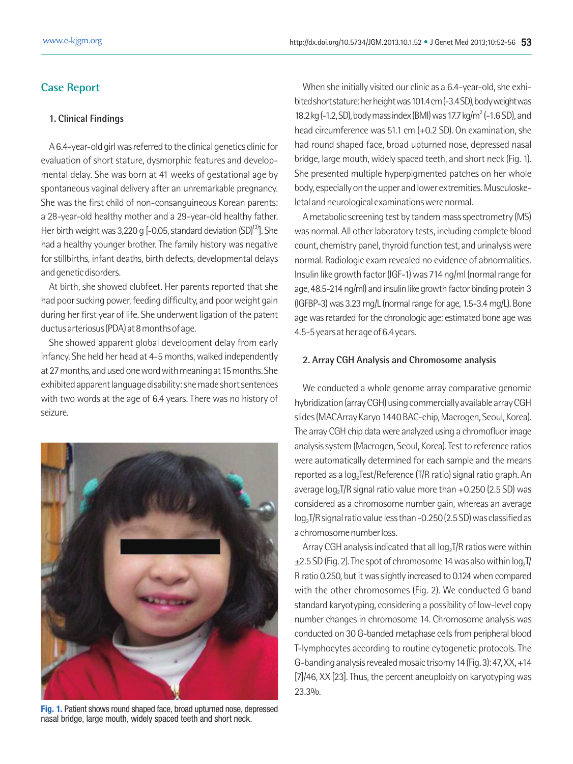## Case Report

### 1. Clinical Findings

A 6.4-year-old girl was referred to the clinical genetics clinic for evaluation of short stature, dysmorphic features and developmental delay. She was born at 41 weeks of gestational age by spontaneous vaginal delivery after an unremarkable pregnancy. She was the first child of non-consanguineous Korean parents: a 28-year-old healthy mother and a 29-year-old healthy father. Her birth weight was 3,220 g [-0.05, standard deviation (SD)[13]]. She had a healthy younger brother. The family history was negative for stillbirths, infant deaths, birth defects, developmental delays and genetic disorders.

At birth, she showed clubfeet. Her parents reported that she had poor sucking power, feeding difficulty, and poor weight gain during her first year of life. She underwent ligation of the patent ductus arteriosus (PDA) at 8 months of age.

She showed apparent global development delay from early infancy. She held her head at 4-5 months, walked independently at 27 months, and used one word with meaning at 15 months. She exhibited apparent language disability: she made short sentences with two words at the age of 6.4 years. There was no history of seizure.

Fig. 1. Patient shows round shaped face, broad upturned nose, depressed nasal bridge, large mouth, widely spaced teeth and short neck.

When she initially visited our clinic as a 6.4-year-old, she exhibited short stature: her height was 101.4 cm (-3.4 SD), body weight was 18.2 kg (-1.2, SD), body mass index (BMI) was 17.7 kg/m$^2$ (-1.6 SD), and head circumference was 51.1 cm (+0.2 SD). On examination, she had round shaped face, broad upturned nose, depressed nasal bridge, large mouth, widely spaced teeth, and short neck (Fig. 1). She presented multiple hyperpigmented patches on her whole body, especially on the upper and lower extremities. Musculoskeletal and neurological examinations were normal.

A metabolic screening test by tandem mass spectrometry (MS) was normal. All other laboratory tests, including complete blood count, chemistry panel, thyroid function test, and urinalysis were normal. Radiologic exam revealed no evidence of abnormalities. Insulin like growth factor (IGF-1) was 714 ng/ml (normal range for age, 48.5-214 ng/ml) and insulin like growth factor binding protein 3 (IGFBP-3) was 3.23 mg/L (normal range for age, 1.5-3.4 mg/L). Bone age was retarded for the chronologic age: estimated bone age was 4.5-5 years at her age of 6.4 years.

### 2. Array CGH Analysis and Chromosome analysis

We conducted a whole genome array comparative genomic hybridization (array CGH) using commercially available array CGH slides (MACArray Karyo 1440 BAC-chip, Macrogen, Seoul, Korea). The array CGH chip data were analyzed using a chromofluor image analysis system (Macrogen, Seoul, Korea). Test to reference ratios were automatically determined for each sample and the means reported as a $\log_2$Test/Reference (T/R ratio) signal ratio graph. An average $\log_2$T/R signal ratio value more than +0.250 (2.5 SD) was considered as a chromosome number gain, whereas an average $\log_2$T/R signal ratio value less than -0.250 (2.5 SD) was classified as a chromosome number loss.

Array CGH analysis indicated that all $\log_2$T/R ratios were within ±2.5 SD (Fig. 2). The spot of chromosome 14 was also within $\log_2$T/R ratio 0.250, but it was slightly increased to 0.124 when compared with the other chromosomes (Fig. 2). We conducted G band standard karyotyping, considering a possibility of low-level copy number changes in chromosome 14. Chromosome analysis was conducted on 30 G-banded metaphase cells from peripheral blood T-lymphocytes according to routine cytogenetic protocols. The G-banding analysis revealed mosaic trisomy 14 (Fig. 3): 47, XX, +14 [7]/46, XX [23]. Thus, the percent aneuploidy on karyotyping was 23.3%.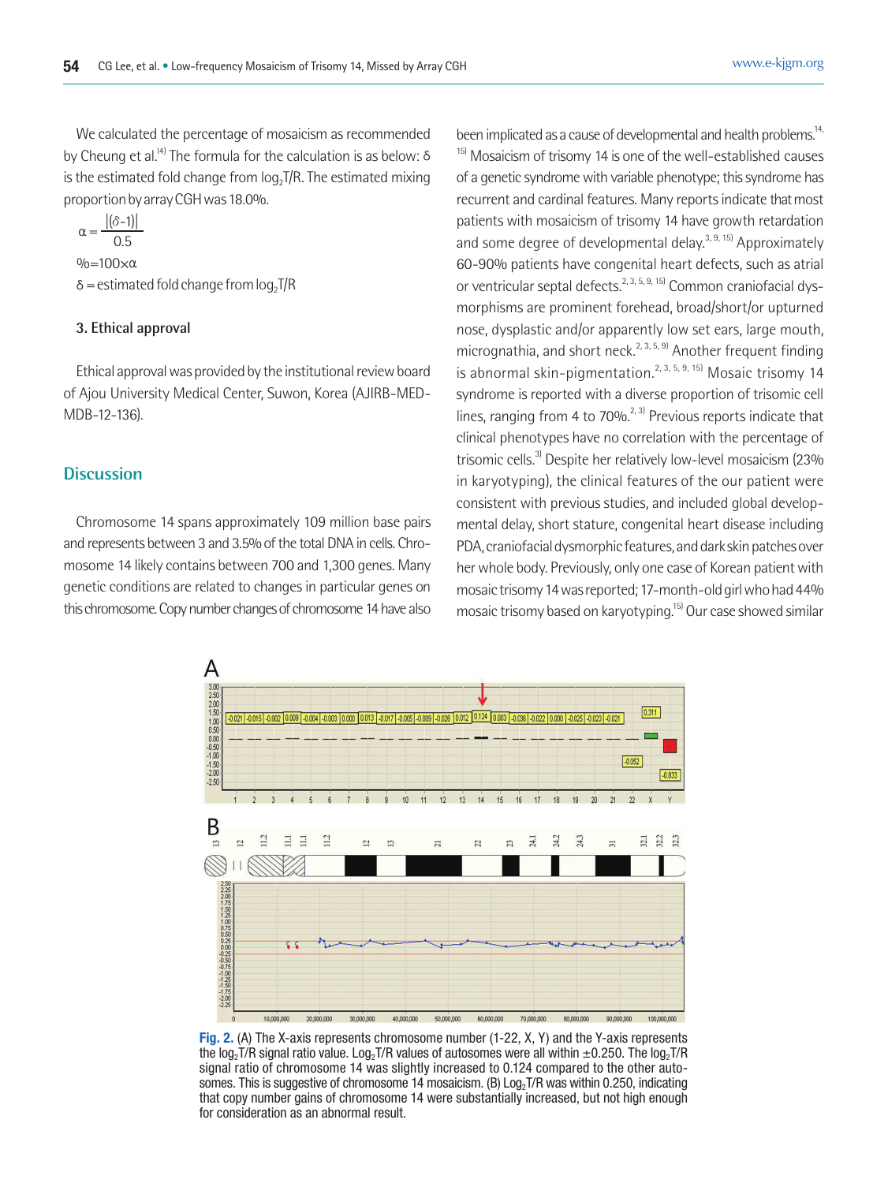We calculated the percentage of mosaicism as recommended by Cheung et al.[14] The formula for the calculation is as below: δ is the estimated fold change from $\log_2$T/R. The estimated mixing proportion by array CGH was 18.0%.

$$\alpha = \frac{|(\delta - 1)|}{0.5}$$

$\% = 100 \times \alpha$

$\delta$ = estimated fold change from $\log_2$T/R

### 3. Ethical approval

Ethical approval was provided by the institutional review board of Ajou University Medical Center, Suwon, Korea (AJIRB-MED-MDB-12-136).

## Discussion

Chromosome 14 spans approximately 109 million base pairs and represents between 3 and 3.5% of the total DNA in cells. Chromosome 14 likely contains between 700 and 1,300 genes. Many genetic conditions are related to changes in particular genes on this chromosome. Copy number changes of chromosome 14 have also been implicated as a cause of developmental and health problems.[14,15] Mosaicism of trisomy 14 is one of the well-established causes of a genetic syndrome with variable phenotype; this syndrome has recurrent and cardinal features. Many reports indicate that most patients with mosaicism of trisomy 14 have growth retardation and some degree of developmental delay.[3,9,15] Approximately 60-90% patients have congenital heart defects, such as atrial or ventricular septal defects.[2,3,5,9,15] Common craniofacial dysmorphisms are prominent forehead, broad/short/or upturned nose, dysplastic and/or apparently low set ears, large mouth, micrognathia, and short neck.[2,3,5,9] Another frequent finding is abnormal skin-pigmentation.[2,3,5,9,15] Mosaic trisomy 14 syndrome is reported with a diverse proportion of trisomic cell lines, ranging from 4 to 70%.[2,3] Previous reports indicate that clinical phenotypes have no correlation with the percentage of trisomic cells.[3] Despite her relatively low-level mosaicism (23% in karyotyping), the clinical features of the our patient were consistent with previous studies, and included global developmental delay, short stature, congenital heart disease including PDA, craniofacial dysmorphic features, and dark skin patches over her whole body. Previously, only one case of Korean patient with mosaic trisomy 14 was reported; 17-month-old girl who had 44% mosaic trisomy based on karyotyping.[15] Our case showed similar

**Fig. 2.** (A) The X-axis represents chromosome number (1-22, X, Y) and the Y-axis represents the $\log_2$T/R signal ratio value. $\log_2$T/R values of autosomes were all within ±0.250. The $\log_2$T/R signal ratio of chromosome 14 was slightly increased to 0.124 compared to the other autosomes. This is suggestive of chromosome 14 mosaicism. (B) $\log_2$T/R was within 0.250, indicating that copy number gains of chromosome 14 were substantially increased, but not high enough for consideration as an abnormal result.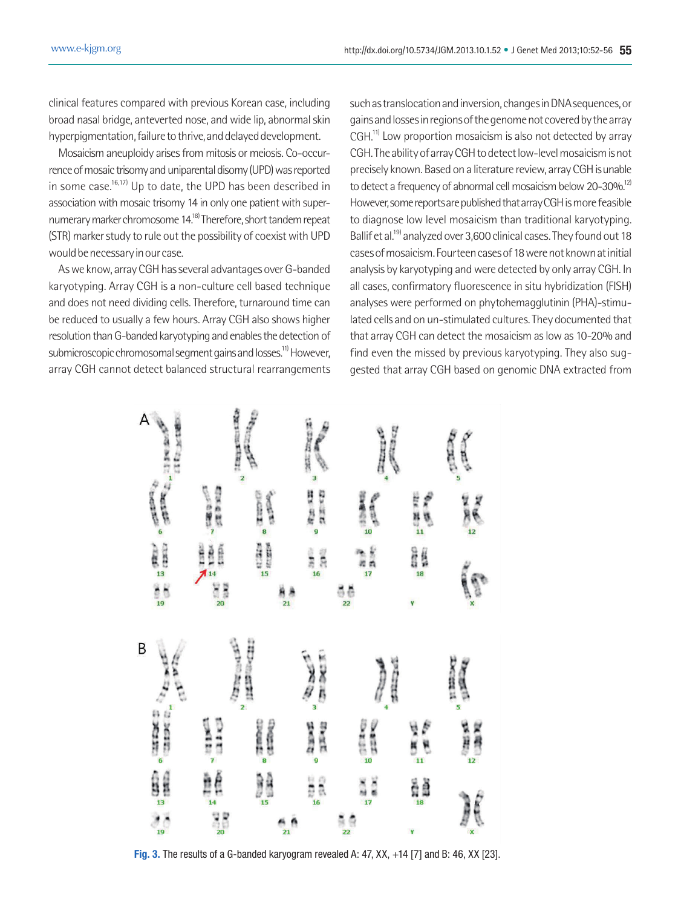clinical features compared with previous Korean case, including broad nasal bridge, anteverted nose, and wide lip, abnormal skin hyperpigmentation, failure to thrive, and delayed development.

Mosaicism aneuploidy arises from mitosis or meiosis. Co-occurrence of mosaic trisomy and uniparental disomy (UPD) was reported in some case.[16,17] Up to date, the UPD has been described in association with mosaic trisomy 14 in only one patient with supernumerary marker chromosome 14.[18] Therefore, short tandem repeat (STR) marker study to rule out the possibility of coexist with UPD would be necessary in our case.

As we know, array CGH has several advantages over G-banded karyotyping. Array CGH is a non-culture cell based technique and does not need dividing cells. Therefore, turnaround time can be reduced to usually a few hours. Array CGH also shows higher resolution than G-banded karyotyping and enables the detection of submicroscopic chromosomal segment gains and losses.[11] However, array CGH cannot detect balanced structural rearrangements such as translocation and inversion, changes in DNA sequences, or gains and losses in regions of the genome not covered by the array CGH.[11] Low proportion mosaicism is also not detected by array CGH. The ability of array CGH to detect low-level mosaicism is not precisely known. Based on a literature review, array CGH is unable to detect a frequency of abnormal cell mosaicism below 20-30%.[12] However, some reports are published that array CGH is more feasible to diagnose low level mosaicism than traditional karyotyping. Ballif et al.[19] analyzed over 3,600 clinical cases. They found out 18 cases of mosaicism. Fourteen cases of 18 were not known at initial analysis by karyotyping and were detected by only array CGH. In all cases, confirmatory fluorescence in situ hybridization (FISH) analyses were performed on phytohemagglutinin (PHA)-stimulated cells and on un-stimulated cultures. They documented that that array CGH can detect the mosaicism as low as 10-20% and find even the missed by previous karyotyping. They also suggested that array CGH based on genomic DNA extracted from

**Fig. 3.** The results of a G-banded karyogram revealed A: 47, XX, +14 [7] and B: 46, XX [23].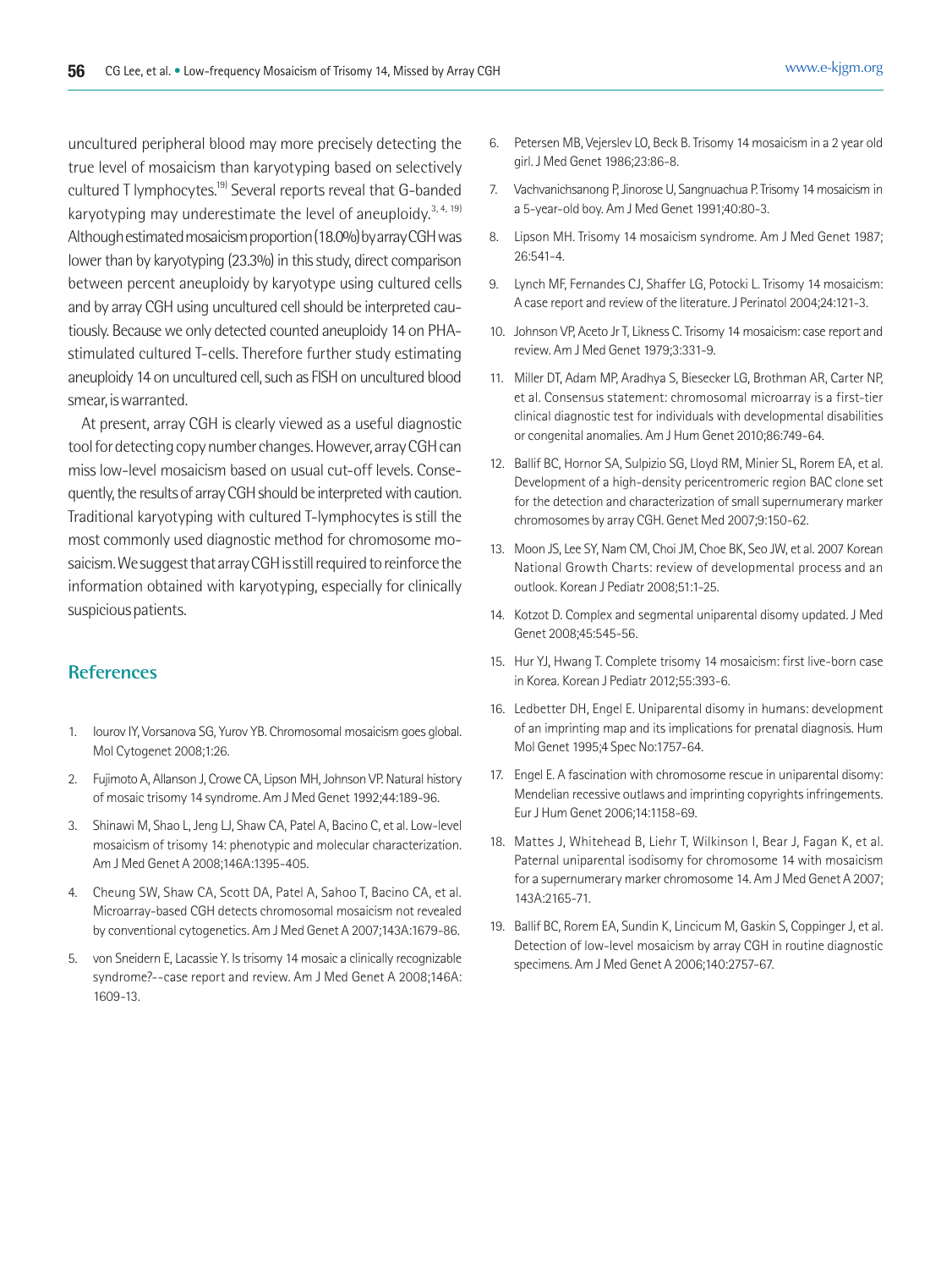uncultured peripheral blood may more precisely detecting the true level of mosaicism than karyotyping based on selectively cultured T lymphocytes.[19] Several reports reveal that G-banded karyotyping may underestimate the level of aneuploidy.[3, 4, 19] Although estimated mosaicism proportion (18.0%) by array CGH was lower than by karyotyping (23.3%) in this study, direct comparison between percent aneuploidy by karyotype using cultured cells and by array CGH using uncultured cell should be interpreted cautiously. Because we only detected counted aneuploidy 14 on PHA-stimulated cultured T-cells. Therefore further study estimating aneuploidy 14 on uncultured cell, such as FISH on uncultured blood smear, is warranted.

At present, array CGH is clearly viewed as a useful diagnostic tool for detecting copy number changes. However, array CGH can miss low-level mosaicism based on usual cut-off levels. Consequently, the results of array CGH should be interpreted with caution. Traditional karyotyping with cultured T-lymphocytes is still the most commonly used diagnostic method for chromosome mosaicism. We suggest that array CGH is still required to reinforce the information obtained with karyotyping, especially for clinically suspicious patients.

## References

1. Iourov IY, Vorsanova SG, Yurov YB. Chromosomal mosaicism goes global. Mol Cytogenet 2008;1:26.
2. Fujimoto A, Allanson J, Crowe CA, Lipson MH, Johnson VP. Natural history of mosaic trisomy 14 syndrome. Am J Med Genet 1992;44:189-96.
3. Shinawi M, Shao L, Jeng LJ, Shaw CA, Patel A, Bacino C, et al. Low-level mosaicism of trisomy 14: phenotypic and molecular characterization. Am J Med Genet A 2008;146A:1395-405.
4. Cheung SW, Shaw CA, Scott DA, Patel A, Sahoo T, Bacino CA, et al. Microarray-based CGH detects chromosomal mosaicism not revealed by conventional cytogenetics. Am J Med Genet A 2007;143A:1679-86.
5. von Sneidern E, Lacassie Y. Is trisomy 14 mosaic a clinically recognizable syndrome?--case report and review. Am J Med Genet A 2008;146A:1609-13.
6. Petersen MB, Vejerslev LO, Beck B. Trisomy 14 mosaicism in a 2 year old girl. J Med Genet 1986;23:86-8.
7. Vachvanichsanong P, Jinorose U, Sangnuachua P. Trisomy 14 mosaicism in a 5-year-old boy. Am J Med Genet 1991;40:80-3.
8. Lipson MH. Trisomy 14 mosaicism syndrome. Am J Med Genet 1987;26:541-4.
9. Lynch MF, Fernandes CJ, Shaffer LG, Potocki L. Trisomy 14 mosaicism: A case report and review of the literature. J Perinatol 2004;24:121-3.
10. Johnson VP, Aceto Jr T, Likness C. Trisomy 14 mosaicism: case report and review. Am J Med Genet 1979;3:331-9.
11. Miller DT, Adam MP, Aradhya S, Biesecker LG, Brothman AR, Carter NP, et al. Consensus statement: chromosomal microarray is a first-tier clinical diagnostic test for individuals with developmental disabilities or congenital anomalies. Am J Hum Genet 2010;86:749-64.
12. Ballif BC, Hornor SA, Sulpizio SG, Lloyd RM, Minier SL, Rorem EA, et al. Development of a high-density pericentromeric region BAC clone set for the detection and characterization of small supernumerary marker chromosomes by array CGH. Genet Med 2007;9:150-62.
13. Moon JS, Lee SY, Nam CM, Choi JM, Choe BK, Seo JW, et al. 2007 Korean National Growth Charts: review of developmental process and an outlook. Korean J Pediatr 2008;51:1-25.
14. Kotzot D. Complex and segmental uniparental disomy updated. J Med Genet 2008;45:545-56.
15. Hur YJ, Hwang T. Complete trisomy 14 mosaicism: first live-born case in Korea. Korean J Pediatr 2012;55:393-6.
16. Ledbetter DH, Engel E. Uniparental disomy in humans: development of an imprinting map and its implications for prenatal diagnosis. Hum Mol Genet 1995;4 Spec No:1757-64.
17. Engel E. A fascination with chromosome rescue in uniparental disomy: Mendelian recessive outlaws and imprinting copyrights infringements. Eur J Hum Genet 2006;14:1158-69.
18. Mattes J, Whitehead B, Liehr T, Wilkinson I, Bear J, Fagan K, et al. Paternal uniparental isodisomy for chromosome 14 with mosaicism for a supernumerary marker chromosome 14. Am J Med Genet A 2007;143A:2165-71.
19. Ballif BC, Rorem EA, Sundin K, Lincicum M, Gaskin S, Coppinger J, et al. Detection of low-level mosaicism by array CGH in routine diagnostic specimens. Am J Med Genet A 2006;140:2757-67.